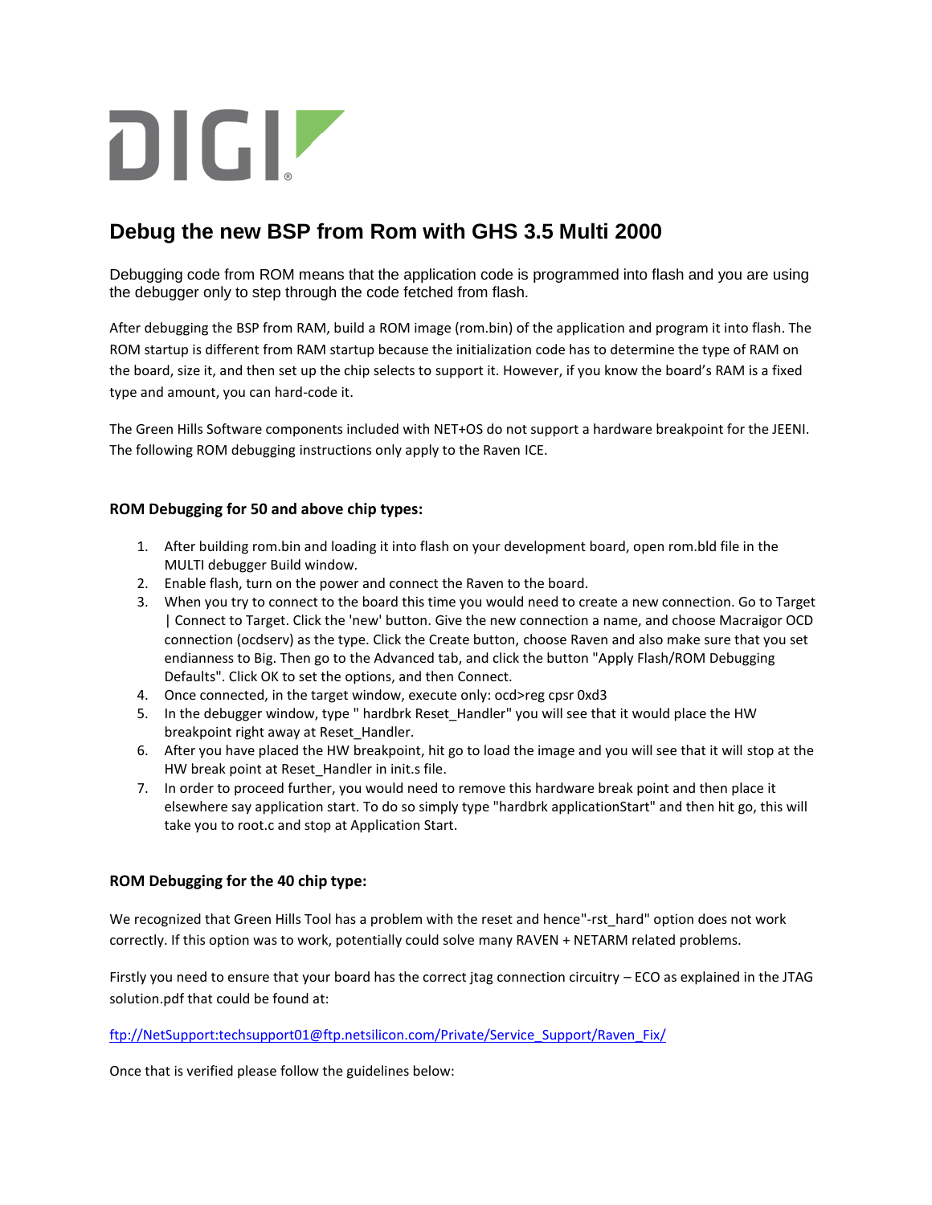# Debug the new BSP from Rom with GHS 3.5 Multi 2000

Debugging code from ROM means that the application code is programmed into flash and you are using the debugger only to step through the code fetched from flash.

After debugging the BSP from RAM, build a ROM image (rom.bin) of the application and program it into flash. The ROM startup is different from RAM startup because the initialization code has to determine the type of RAM on the board, size it, and then set up the chip selects to support it. However, if you know the board's RAM is a fixed type and amount, you can hard-code it.

The Green Hills Software components included with NET+OS do not support a hardware breakpoint for the JEENI. The following ROM debugging instructions only apply to the Raven ICE.

### ROM Debugging for 50 and above chip types:

1. After building rom.bin and loading it into flash on your development board, open rom.bld file in the MULTI debugger Build window.
2. Enable flash, turn on the power and connect the Raven to the board.
3. When you try to connect to the board this time you would need to create a new connection. Go to Target | Connect to Target. Click the 'new' button. Give the new connection a name, and choose Macraigor OCD connection (ocdserv) as the type. Click the Create button, choose Raven and also make sure that you set endianness to Big. Then go to the Advanced tab, and click the button "Apply Flash/ROM Debugging Defaults". Click OK to set the options, and then Connect.
4. Once connected, in the target window, execute only: ocd>reg cpsr 0xd3
5. In the debugger window, type " hardbrk Reset_Handler" you will see that it would place the HW breakpoint right away at Reset_Handler.
6. After you have placed the HW breakpoint, hit go to load the image and you will see that it will stop at the HW break point at Reset_Handler in init.s file.
7. In order to proceed further, you would need to remove this hardware break point and then place it elsewhere say application start. To do so simply type "hardbrk applicationStart" and then hit go, this will take you to root.c and stop at Application Start.

### ROM Debugging for the 40 chip type:

We recognized that Green Hills Tool has a problem with the reset and hence"-rst_hard" option does not work correctly. If this option was to work, potentially could solve many RAVEN + NETARM related problems.

Firstly you need to ensure that your board has the correct jtag connection circuitry – ECO as explained in the JTAG solution.pdf that could be found at:

ftp://NetSupport:techsupport01@ftp.netsilicon.com/Private/Service_Support/Raven_Fix/

Once that is verified please follow the guidelines below: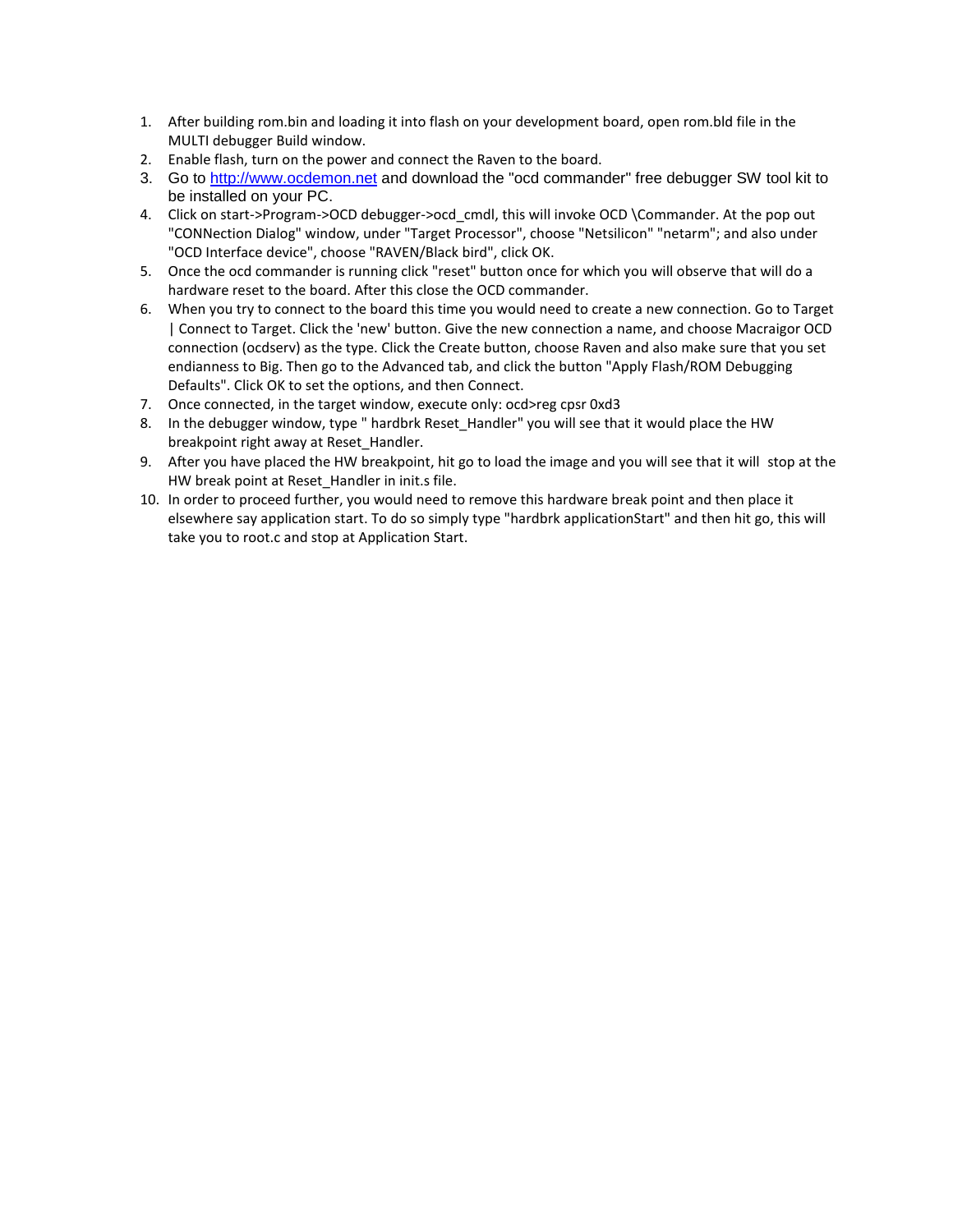1. After building rom.bin and loading it into flash on your development board, open rom.bld file in the MULTI debugger Build window.
2. Enable flash, turn on the power and connect the Raven to the board.
3. Go to [http://www.ocdemon.net](http://www.ocdemon.net) and download the "ocd commander" free debugger SW tool kit to be installed on your PC.
4. Click on start->Program->OCD debugger->ocd_cmdl, this will invoke OCD \Commander. At the pop out "CONNection Dialog" window, under "Target Processor", choose "Netsilicon" "netarm"; and also under "OCD Interface device", choose "RAVEN/Black bird", click OK.
5. Once the ocd commander is running click "reset" button once for which you will observe that will do a hardware reset to the board. After this close the OCD commander.
6. When you try to connect to the board this time you would need to create a new connection. Go to Target | Connect to Target. Click the 'new' button. Give the new connection a name, and choose Macraigor OCD connection (ocdserv) as the type. Click the Create button, choose Raven and also make sure that you set endianness to Big. Then go to the Advanced tab, and click the button "Apply Flash/ROM Debugging Defaults". Click OK to set the options, and then Connect.
7. Once connected, in the target window, execute only: ocd>reg cpsr 0xd3
8. In the debugger window, type " hardbrk Reset_Handler" you will see that it would place the HW breakpoint right away at Reset_Handler.
9. After you have placed the HW breakpoint, hit go to load the image and you will see that it will stop at the HW break point at Reset_Handler in init.s file.
10. In order to proceed further, you would need to remove this hardware break point and then place it elsewhere say application start. To do so simply type "hardbrk applicationStart" and then hit go, this will take you to root.c and stop at Application Start.